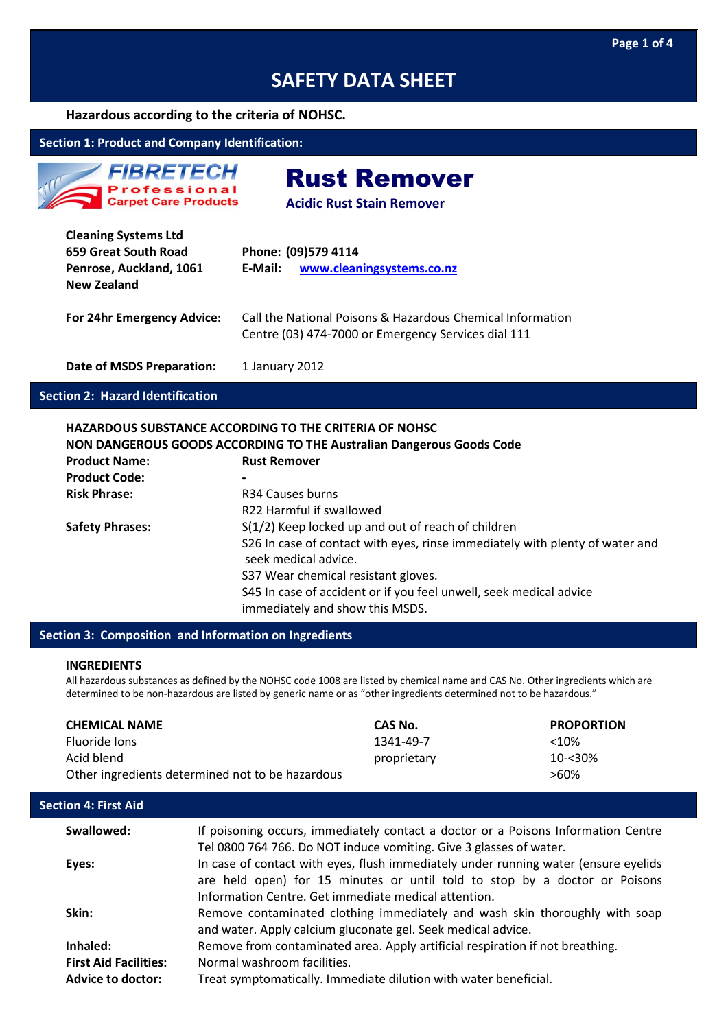# SAFETY DATA SHEET

**Hazardous according to the criteria of NOHSC.**

## Section 1: Product and Company Identification:

FIBRETECH Professional Carpet Care Products

# Rust Remover

**Acidic Rust Stain Remover**

**Cleaning Systems Ltd**
**659 Great South Road**
**Penrose, Auckland, 1061**
**New Zealand**

**Phone: (09)579 4114**
**E-Mail:** www.cleaningsystems.co.nz

**For 24hr Emergency Advice:** Call the National Poisons & Hazardous Chemical Information Centre (03) 474-7000 or Emergency Services dial 111

**Date of MSDS Preparation:** 1 January 2012

## Section 2: Hazard Identification

**HAZARDOUS SUBSTANCE ACCORDING TO THE CRITERIA OF NOHSC**
**NON DANGEROUS GOODS ACCORDING TO THE Australian Dangerous Goods Code**

**Product Name:** **Rust Remover**

**Product Code:** **-**

**Risk Phrase:**
R34 Causes burns
R22 Harmful if swallowed

**Safety Phrases:**
S(1/2) Keep locked up and out of reach of children
S26 In case of contact with eyes, rinse immediately with plenty of water and seek medical advice.
S37 Wear chemical resistant gloves.
S45 In case of accident or if you feel unwell, seek medical advice immediately and show this MSDS.

## Section 3: Composition and Information on Ingredients

**INGREDIENTS**

All hazardous substances as defined by the NOHSC code 1008 are listed by chemical name and CAS No. Other ingredients which are determined to be non-hazardous are listed by generic name or as "other ingredients determined not to be hazardous."

| CHEMICAL NAME | CAS No. | PROPORTION |
|---|---|---|
| Fluoride Ions | 1341-49-7 | <10% |
| Acid blend | proprietary | 10-<30% |
| Other ingredients determined not to be hazardous | | >60% |

## Section 4: First Aid

**Swallowed:** If poisoning occurs, immediately contact a doctor or a Poisons Information Centre Tel 0800 764 766. Do NOT induce vomiting. Give 3 glasses of water.

**Eyes:** In case of contact with eyes, flush immediately under running water (ensure eyelids are held open) for 15 minutes or until told to stop by a doctor or Poisons Information Centre. Get immediate medical attention.

**Skin:** Remove contaminated clothing immediately and wash skin thoroughly with soap and water. Apply calcium gluconate gel. Seek medical advice.

**Inhaled:** Remove from contaminated area. Apply artificial respiration if not breathing.

**First Aid Facilities:** Normal washroom facilities.

**Advice to doctor:** Treat symptomatically. Immediate dilution with water beneficial.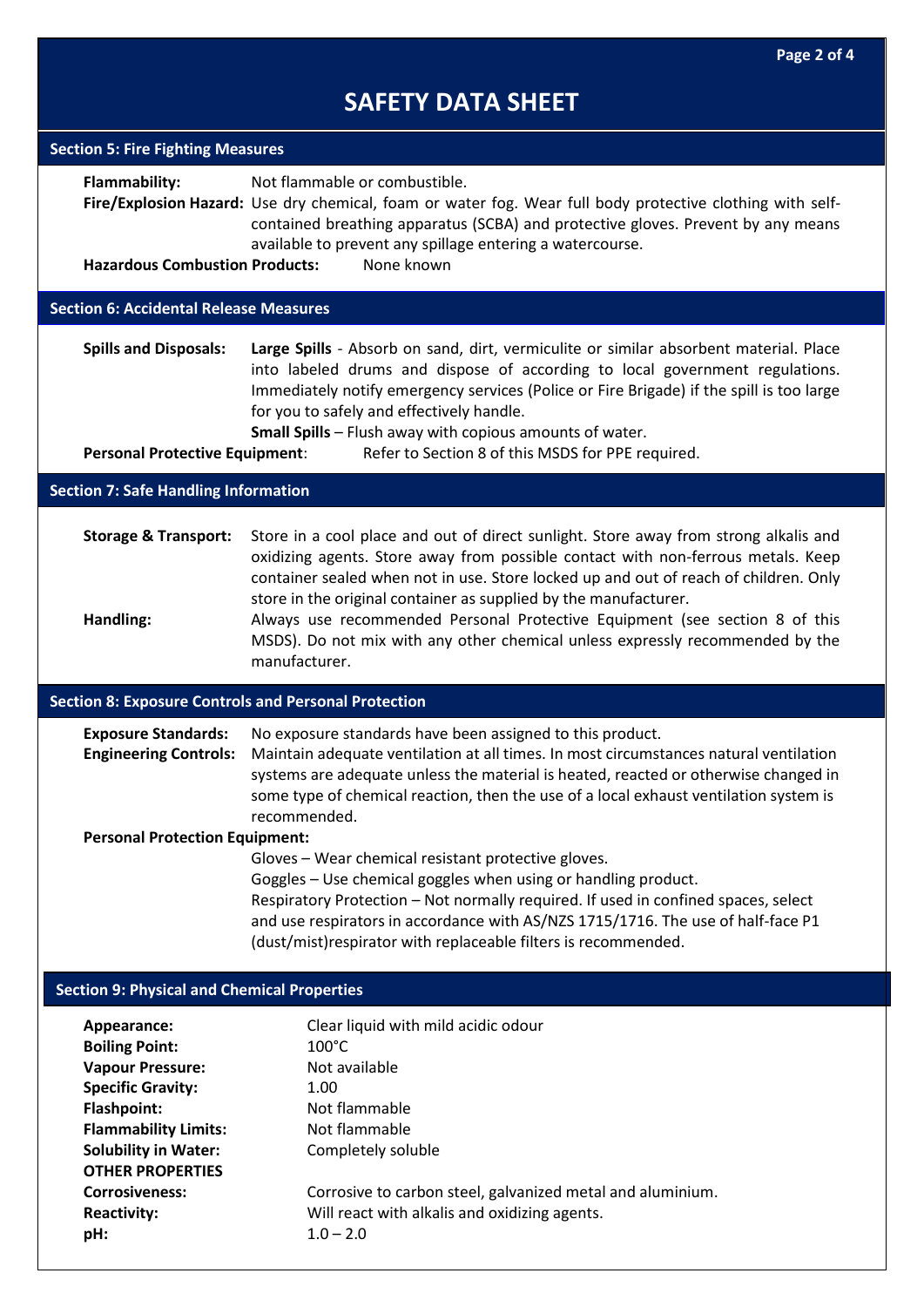# SAFETY DATA SHEET

## Section 5: Fire Fighting Measures

**Flammability:** Not flammable or combustible.

**Fire/Explosion Hazard:** Use dry chemical, foam or water fog. Wear full body protective clothing with self-contained breathing apparatus (SCBA) and protective gloves. Prevent by any means available to prevent any spillage entering a watercourse.

**Hazardous Combustion Products:** None known

## Section 6: Accidental Release Measures

**Spills and Disposals:** **Large Spills** - Absorb on sand, dirt, vermiculite or similar absorbent material. Place into labeled drums and dispose of according to local government regulations. Immediately notify emergency services (Police or Fire Brigade) if the spill is too large for you to safely and effectively handle.

**Small Spills** – Flush away with copious amounts of water.

**Personal Protective Equipment**: Refer to Section 8 of this MSDS for PPE required.

## Section 7: Safe Handling Information

**Storage & Transport:** Store in a cool place and out of direct sunlight. Store away from strong alkalis and oxidizing agents. Store away from possible contact with non-ferrous metals. Keep container sealed when not in use. Store locked up and out of reach of children. Only store in the original container as supplied by the manufacturer.

**Handling:** Always use recommended Personal Protective Equipment (see section 8 of this MSDS). Do not mix with any other chemical unless expressly recommended by the manufacturer.

## Section 8: Exposure Controls and Personal Protection

**Exposure Standards:** No exposure standards have been assigned to this product.

**Engineering Controls:** Maintain adequate ventilation at all times. In most circumstances natural ventilation systems are adequate unless the material is heated, reacted or otherwise changed in some type of chemical reaction, then the use of a local exhaust ventilation system is recommended.

**Personal Protection Equipment:**

Gloves – Wear chemical resistant protective gloves.

Goggles – Use chemical goggles when using or handling product.

Respiratory Protection – Not normally required. If used in confined spaces, select and use respirators in accordance with AS/NZS 1715/1716. The use of half-face P1 (dust/mist)respirator with replaceable filters is recommended.

## Section 9: Physical and Chemical Properties

**Appearance:** Clear liquid with mild acidic odour

**Boiling Point:** 100°C

**Vapour Pressure:** Not available

**Specific Gravity:** 1.00

**Flashpoint:** Not flammable

**Flammability Limits:** Not flammable

**Solubility in Water:** Completely soluble

**OTHER PROPERTIES**

**Corrosiveness:** Corrosive to carbon steel, galvanized metal and aluminium.

**Reactivity:** Will react with alkalis and oxidizing agents.

**pH:** 1.0 – 2.0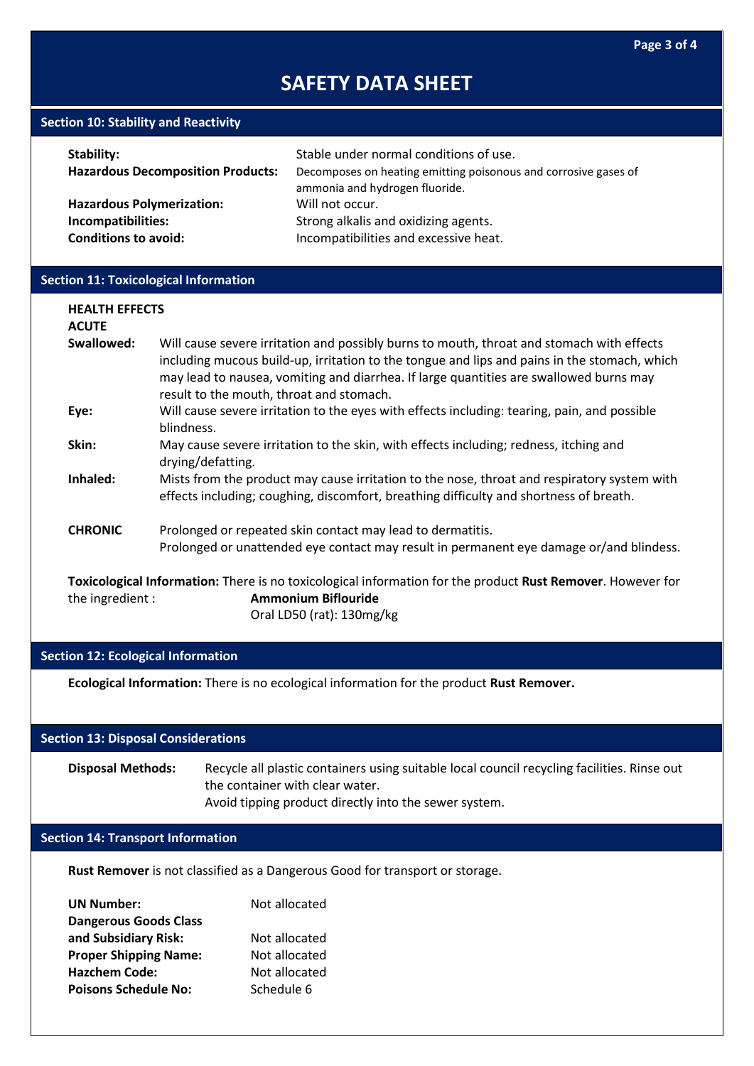# SAFETY DATA SHEET

## Section 10: Stability and Reactivity

**Stability:** Stable under normal conditions of use.

**Hazardous Decomposition Products:** Decomposes on heating emitting poisonous and corrosive gases of ammonia and hydrogen fluoride.

**Hazardous Polymerization:** Will not occur.

**Incompatibilities:** Strong alkalis and oxidizing agents.

**Conditions to avoid:** Incompatibilities and excessive heat.

## Section 11: Toxicological Information

**HEALTH EFFECTS**

**ACUTE**

**Swallowed:** Will cause severe irritation and possibly burns to mouth, throat and stomach with effects including mucous build-up, irritation to the tongue and lips and pains in the stomach, which may lead to nausea, vomiting and diarrhea. If large quantities are swallowed burns may result to the mouth, throat and stomach.

**Eye:** Will cause severe irritation to the eyes with effects including: tearing, pain, and possible blindness.

**Skin:** May cause severe irritation to the skin, with effects including; redness, itching and drying/defatting.

**Inhaled:** Mists from the product may cause irritation to the nose, throat and respiratory system with effects including; coughing, discomfort, breathing difficulty and shortness of breath.

**CHRONIC** Prolonged or repeated skin contact may lead to dermatitis.
Prolonged or unattended eye contact may result in permanent eye damage or/and blindness.

**Toxicological Information:** There is no toxicological information for the product **Rust Remover**. However for the ingredient : **Ammonium Biflouride**
Oral LD50 (rat): 130mg/kg

## Section 12: Ecological Information

**Ecological Information:** There is no ecological information for the product **Rust Remover.**

## Section 13: Disposal Considerations

**Disposal Methods:** Recycle all plastic containers using suitable local council recycling facilities. Rinse out the container with clear water.
Avoid tipping product directly into the sewer system.

## Section 14: Transport Information

**Rust Remover** is not classified as a Dangerous Good for transport or storage.

**UN Number:** Not allocated

**Dangerous Goods Class and Subsidiary Risk:** Not allocated

**Proper Shipping Name:** Not allocated

**Hazchem Code:** Not allocated

**Poisons Schedule No:** Schedule 6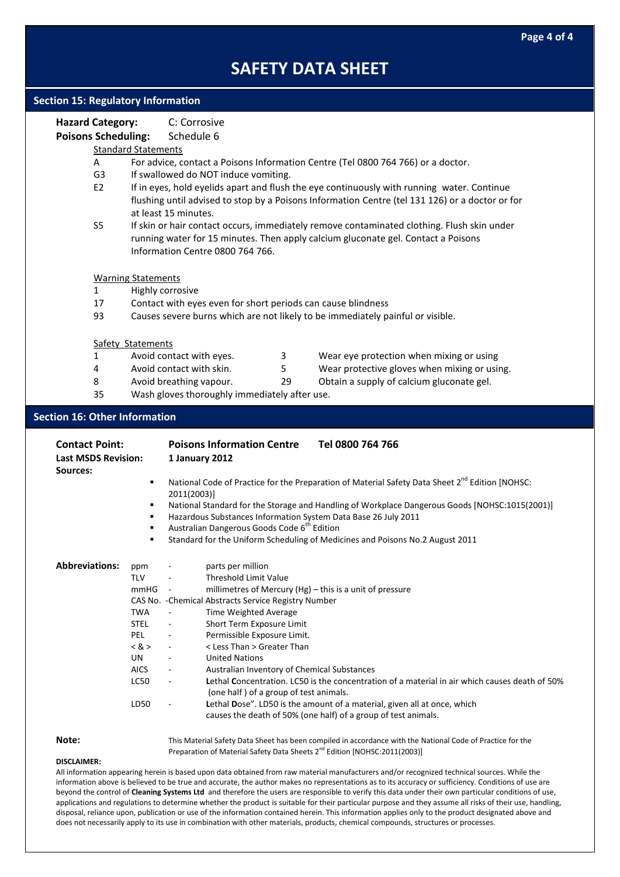# SAFETY DATA SHEET

## Section 15: Regulatory Information

**Hazard Category:** C: Corrosive
**Poisons Scheduling:** Schedule 6

Standard Statements

| | |
|---|---|
| A | For advice, contact a Poisons Information Centre (Tel 0800 764 766) or a doctor. |
| G3 | If swallowed do NOT induce vomiting. |
| E2 | If in eyes, hold eyelids apart and flush the eye continuously with running water. Continue flushing until advised to stop by a Poisons Information Centre (tel 131 126) or a doctor or for at least 15 minutes. |
| S5 | If skin or hair contact occurs, immediately remove contaminated clothing. Flush skin under running water for 15 minutes. Then apply calcium gluconate gel. Contact a Poisons Information Centre 0800 764 766. |

Warning Statements

| | |
|---|---|
| 1 | Highly corrosive |
| 17 | Contact with eyes even for short periods can cause blindness |
| 93 | Causes severe burns which are not likely to be immediately painful or visible. |

Safety Statements

| | | | |
|---|---|---|---|
| 1 | Avoid contact with eyes. | 3 | Wear eye protection when mixing or using |
| 4 | Avoid contact with skin. | 5 | Wear protective gloves when mixing or using. |
| 8 | Avoid breathing vapour. | 29 | Obtain a supply of calcium gluconate gel. |
| 35 | Wash gloves thoroughly immediately after use. | | |

## Section 16: Other Information

**Contact Point:** **Poisons Information Centre** **Tel 0800 764 766**
**Last MSDS Revision:** **1 January 2012**
**Sources:**

- National Code of Practice for the Preparation of Material Safety Data Sheet 2nd Edition [NOHSC: 2011(2003)]
- National Standard for the Storage and Handling of Workplace Dangerous Goods [NOHSC:1015(2001)]
- Hazardous Substances Information System Data Base 26 July 2011
- Australian Dangerous Goods Code 6th Edition
- Standard for the Uniform Scheduling of Medicines and Poisons No.2 August 2011

**Abbreviations:**

| | |
|---|---|
| ppm | parts per million |
| TLV | Threshold Limit Value |
| mmHG | millimetres of Mercury (Hg) – this is a unit of pressure |
| CAS No. | Chemical Abstracts Service Registry Number |
| TWA | Time Weighted Average |
| STEL | Short Term Exposure Limit |
| PEL | Permissible Exposure Limit. |
| < & > | < Less Than > Greater Than |
| UN | United Nations |
| AICS | Australian Inventory of Chemical Substances |
| LC50 | **L**ethal **C**oncentration. LC50 is the concentration of a material in air which causes death of 50% (one half ) of a group of test animals. |
| LD50 | **L**ethal **D**ose". LD50 is the amount of a material, given all at once, which causes the death of 50% (one half) of a group of test animals. |

**Note:** This Material Safety Data Sheet has been compiled in accordance with the National Code of Practice for the Preparation of Material Safety Data Sheets 2nd Edition [NOHSC:2011(2003)]

**DISCLAIMER:**

All information appearing herein is based upon data obtained from raw material manufacturers and/or recognized technical sources. While the information above is believed to be true and accurate, the author makes no representations as to its accuracy or sufficiency. Conditions of use are beyond the control of **Cleaning Systems Ltd** and therefore the users are responsible to verify this data under their own particular conditions of use, applications and regulations to determine whether the product is suitable for their particular purpose and they assume all risks of their use, handling, disposal, reliance upon, publication or use of the information contained herein. This information applies only to the product designated above and does not necessarily apply to its use in combination with other materials, products, chemical compounds, structures or processes.